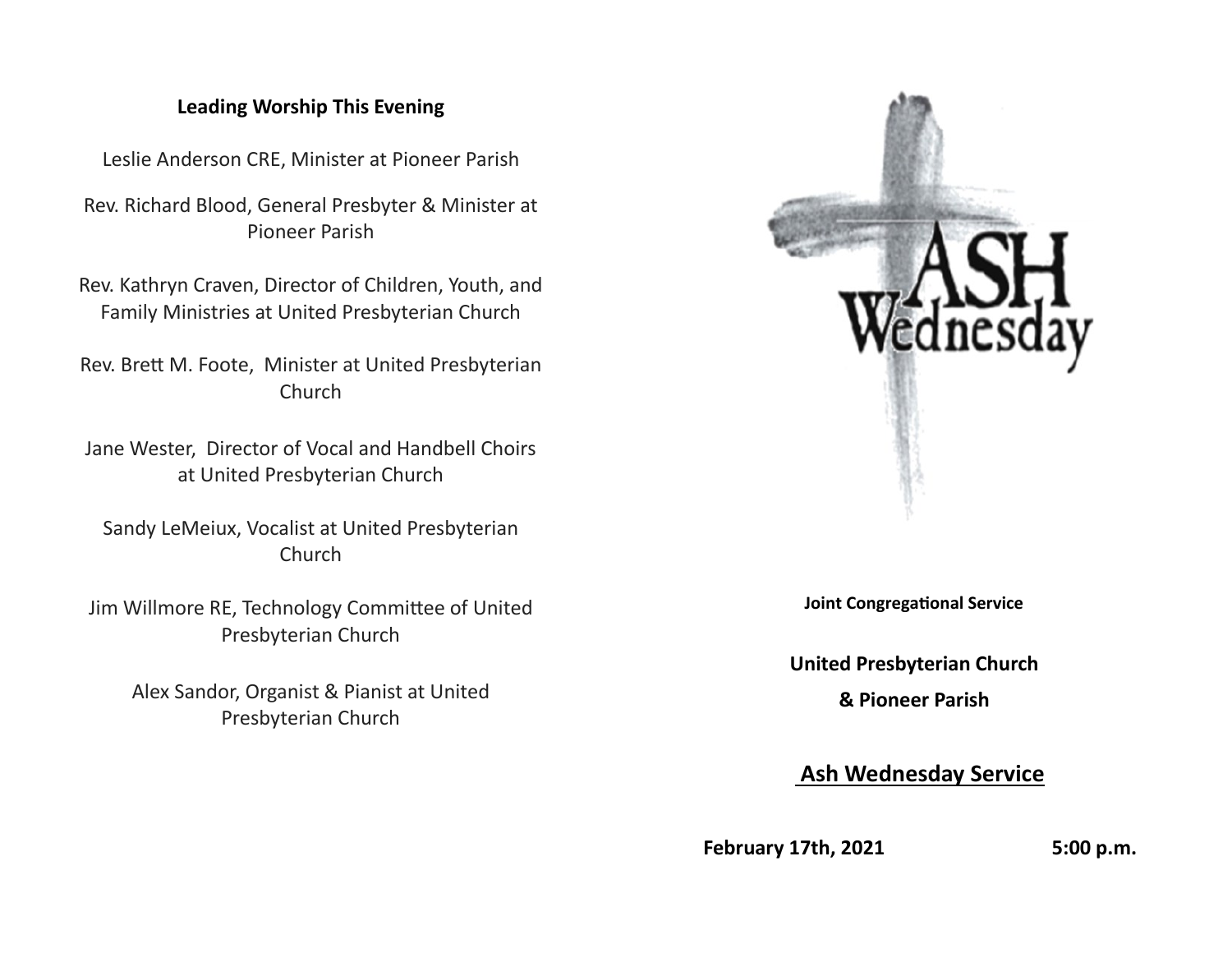## Leading Worship This Evening

Leslie Anderson CRE, Minister at Pioneer Parish

Rev. Richard Blood, General Presbyter & Minister at Pioneer Parish

Rev. Kathryn Craven, Director of Children, Youth, and Family Ministries at United Presbyterian Church

Rev. Brett M. Foote, Minister at United Presbyterian Church

Jane Wester, Director of Vocal and Handbell Choirs at United Presbyterian Church

Sandy LeMeiux, Vocalist at United Presbyterian Church

Jim Willmore RE, Technology Committee of United Presbyterian Church

Alex Sandor, Organist & Pianist at United Presbyterian Church

# ASH Wednesday

**Joint Congregational Service**

**United Presbyterian Church**

**& Pioneer Parish**

## Ash Wednesday Service

**February 17th, 2021** **5:00 p.m.**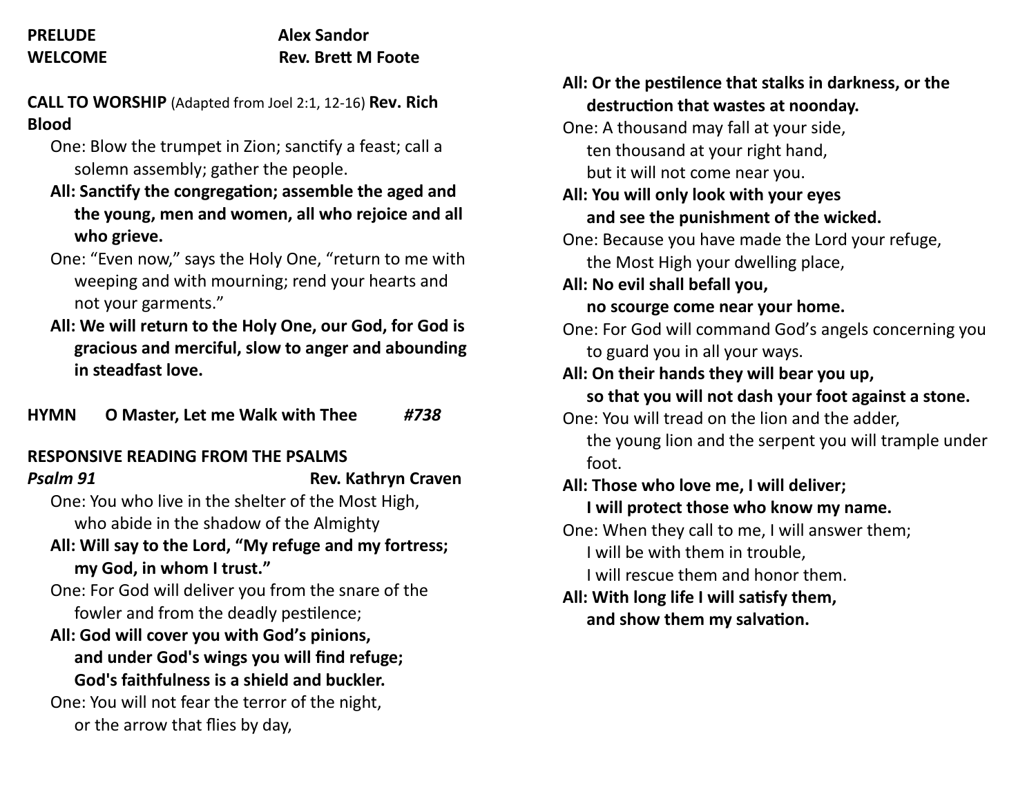**PRELUDE** **Alex Sandor**

**WELCOME** **Rev. Brett M Foote**

**CALL TO WORSHIP** (Adapted from Joel 2:1, 12-16) **Rev. Rich Blood**

One: Blow the trumpet in Zion; sanctify a feast; call a solemn assembly; gather the people.

**All: Sanctify the congregation; assemble the aged and the young, men and women, all who rejoice and all who grieve.**

One: "Even now," says the Holy One, "return to me with weeping and with mourning; rend your hearts and not your garments."

**All: We will return to the Holy One, our God, for God is gracious and merciful, slow to anger and abounding in steadfast love.**

**HYMN O Master, Let me Walk with Thee** ***#738***

**RESPONSIVE READING FROM THE PSALMS**

***Psalm 91*** **Rev. Kathryn Craven**

One: You who live in the shelter of the Most High,
who abide in the shadow of the Almighty

**All: Will say to the Lord, "My refuge and my fortress;
my God, in whom I trust."**

One: For God will deliver you from the snare of the fowler and from the deadly pestilence;

**All: God will cover you with God's pinions,
and under God's wings you will find refuge;
God's faithfulness is a shield and buckler.**

One: You will not fear the terror of the night,
or the arrow that flies by day,

**All: Or the pestilence that stalks in darkness, or the destruction that wastes at noonday.**

One: A thousand may fall at your side,
ten thousand at your right hand,
but it will not come near you.

**All: You will only look with your eyes
and see the punishment of the wicked.**

One: Because you have made the Lord your refuge,
the Most High your dwelling place,

**All: No evil shall befall you,
no scourge come near your home.**

One: For God will command God's angels concerning you
to guard you in all your ways.

**All: On their hands they will bear you up,
so that you will not dash your foot against a stone.**

One: You will tread on the lion and the adder,
the young lion and the serpent you will trample under foot.

**All: Those who love me, I will deliver;
I will protect those who know my name.**

One: When they call to me, I will answer them;
I will be with them in trouble,
I will rescue them and honor them.

**All: With long life I will satisfy them,
and show them my salvation.**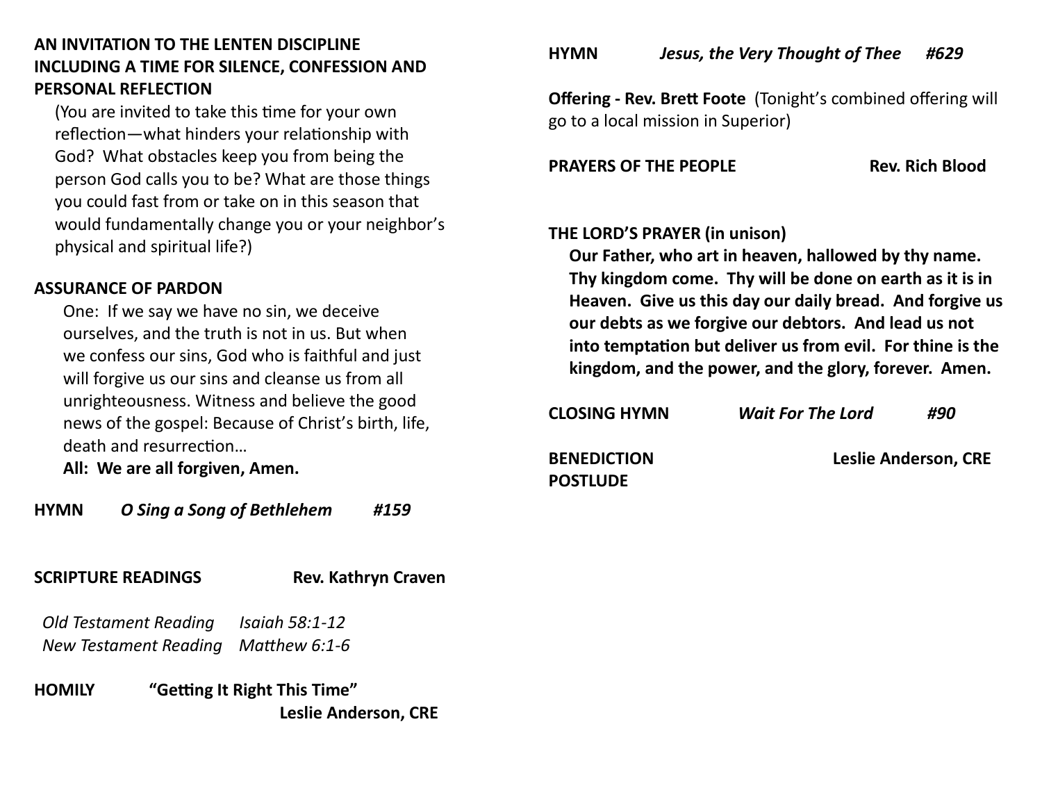**AN INVITATION TO THE LENTEN DISCIPLINE INCLUDING A TIME FOR SILENCE, CONFESSION AND PERSONAL REFLECTION**

(You are invited to take this time for your own reflection—what hinders your relationship with God? What obstacles keep you from being the person God calls you to be? What are those things you could fast from or take on in this season that would fundamentally change you or your neighbor's physical and spiritual life?)

**ASSURANCE OF PARDON**

One: If we say we have no sin, we deceive ourselves, and the truth is not in us. But when we confess our sins, God who is faithful and just will forgive us our sins and cleanse us from all unrighteousness. Witness and believe the good news of the gospel: Because of Christ's birth, life, death and resurrection…

**All: We are all forgiven, Amen.**

**HYMN** ***O Sing a Song of Bethlehem*** ***#159***

**SCRIPTURE READINGS** **Rev. Kathryn Craven**

*Old Testament Reading* *Isaiah 58:1-12*
*New Testament Reading* *Matthew 6:1-6*

**HOMILY** **"Getting It Right This Time"**
**Leslie Anderson, CRE**

**HYMN** ***Jesus, the Very Thought of Thee*** ***#629***

**Offering - Rev. Brett Foote** (Tonight's combined offering will go to a local mission in Superior)

**PRAYERS OF THE PEOPLE** **Rev. Rich Blood**

**THE LORD'S PRAYER (in unison)**

**Our Father, who art in heaven, hallowed by thy name. Thy kingdom come. Thy will be done on earth as it is in Heaven. Give us this day our daily bread. And forgive us our debts as we forgive our debtors. And lead us not into temptation but deliver us from evil. For thine is the kingdom, and the power, and the glory, forever. Amen.**

**CLOSING HYMN** ***Wait For The Lord*** ***#90***

**BENEDICTION** **Leslie Anderson, CRE**
**POSTLUDE**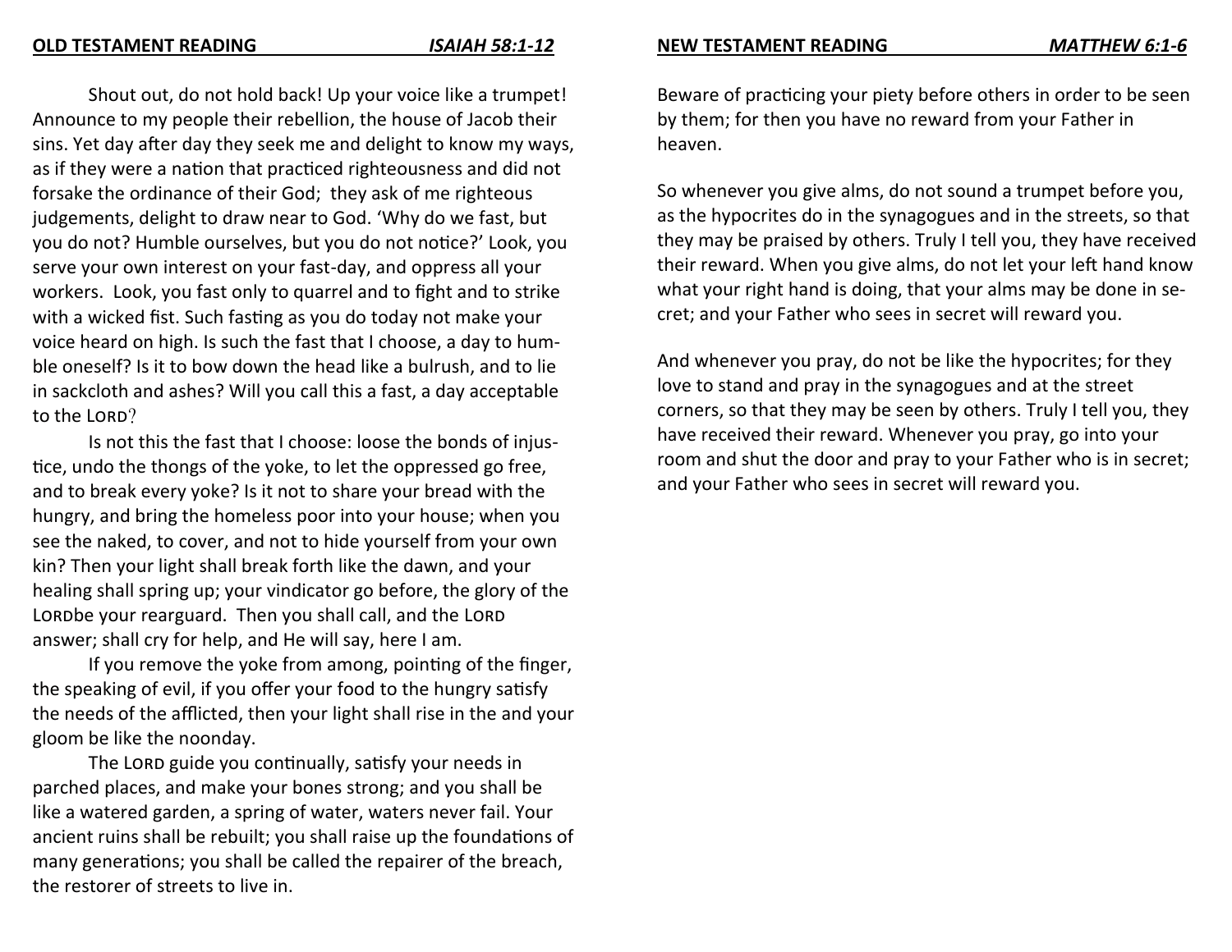## OLD TESTAMENT READING — *ISAIAH 58:1-12*

Shout out, do not hold back! Up your voice like a trumpet! Announce to my people their rebellion, the house of Jacob their sins. Yet day after day they seek me and delight to know my ways, as if they were a nation that practiced righteousness and did not forsake the ordinance of their God; they ask of me righteous judgements, delight to draw near to God. 'Why do we fast, but you do not? Humble ourselves, but you do not notice?' Look, you serve your own interest on your fast-day, and oppress all your workers. Look, you fast only to quarrel and to fight and to strike with a wicked fist. Such fasting as you do today not make your voice heard on high. Is such the fast that I choose, a day to humble oneself? Is it to bow down the head like a bulrush, and to lie in sackcloth and ashes? Will you call this a fast, a day acceptable to the LORD?

Is not this the fast that I choose: loose the bonds of injustice, undo the thongs of the yoke, to let the oppressed go free, and to break every yoke? Is it not to share your bread with the hungry, and bring the homeless poor into your house; when you see the naked, to cover, and not to hide yourself from your own kin? Then your light shall break forth like the dawn, and your healing shall spring up; your vindicator go before, the glory of the LORDbe your rearguard. Then you shall call, and the LORD answer; shall cry for help, and He will say, here I am.

If you remove the yoke from among, pointing of the finger, the speaking of evil, if you offer your food to the hungry satisfy the needs of the afflicted, then your light shall rise in the and your gloom be like the noonday.

The LORD guide you continually, satisfy your needs in parched places, and make your bones strong; and you shall be like a watered garden, a spring of water, waters never fail. Your ancient ruins shall be rebuilt; you shall raise up the foundations of many generations; you shall be called the repairer of the breach, the restorer of streets to live in.

## NEW TESTAMENT READING — *MATTHEW 6:1-6*

Beware of practicing your piety before others in order to be seen by them; for then you have no reward from your Father in heaven.

So whenever you give alms, do not sound a trumpet before you, as the hypocrites do in the synagogues and in the streets, so that they may be praised by others. Truly I tell you, they have received their reward. When you give alms, do not let your left hand know what your right hand is doing, that your alms may be done in secret; and your Father who sees in secret will reward you.

And whenever you pray, do not be like the hypocrites; for they love to stand and pray in the synagogues and at the street corners, so that they may be seen by others. Truly I tell you, they have received their reward. Whenever you pray, go into your room and shut the door and pray to your Father who is in secret; and your Father who sees in secret will reward you.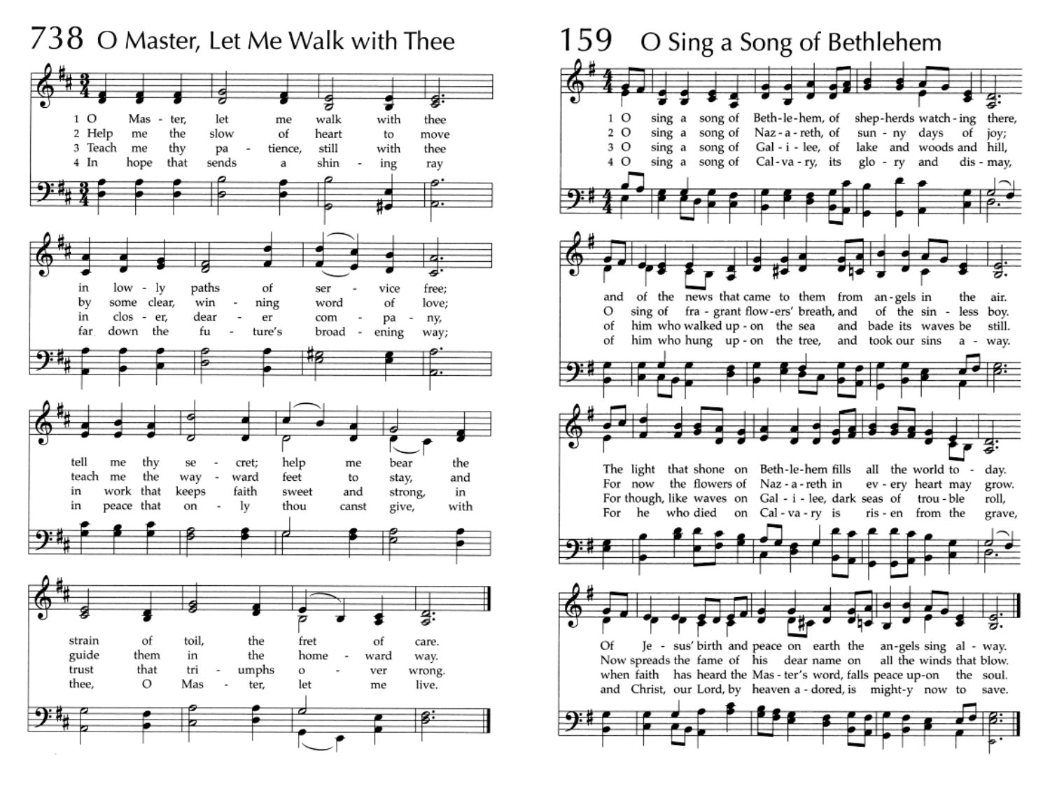# 738 O Master, Let Me Walk with Thee

1 O Master, let me walk with thee in lowly paths of service free; tell me thy secret; help me bear the strain of toil, the fret of care.

2 Help me the slow of heart to move by some clear, winning word of love; teach me the wayward feet to stay, and guide them in the homeward way.

3 Teach me thy patience, still with thee in closer, dearer company, in work that keeps faith sweet and strong, in trust that triumphs over wrong.

4 In hope that sends a shining ray far down the future's broadening way; in peace that only thou canst give, with thee, O Master, let me live.

# 159 O Sing a Song of Bethlehem

1 O sing a song of Bethlehem, of shepherds watching there, and of the news that came to them from angels in the air. The light that shone on Bethlehem fills all the world today. Of Jesus' birth and peace on earth the angels sing alway.

2 O sing a song of Nazareth, of sunny days of joy; O sing of fragrant flowers' breath, and of the sinless boy. For now the flowers of Nazareth in every heart may grow. Now spreads the fame of his dear name on all the winds that blow.

3 O sing a song of Galilee, of lake and woods and hill, of him who walked upon the sea and bade its waves be still. For though, like waves on Galilee, dark seas of trouble roll, when faith has heard the Master's word, falls peace upon the soul.

4 O sing a song of Calvary, its glory and dismay, of him who hung upon the tree, and took our sins away. For he who died on Calvary is risen from the grave, and Christ, our Lord, by heaven adored, is mighty now to save.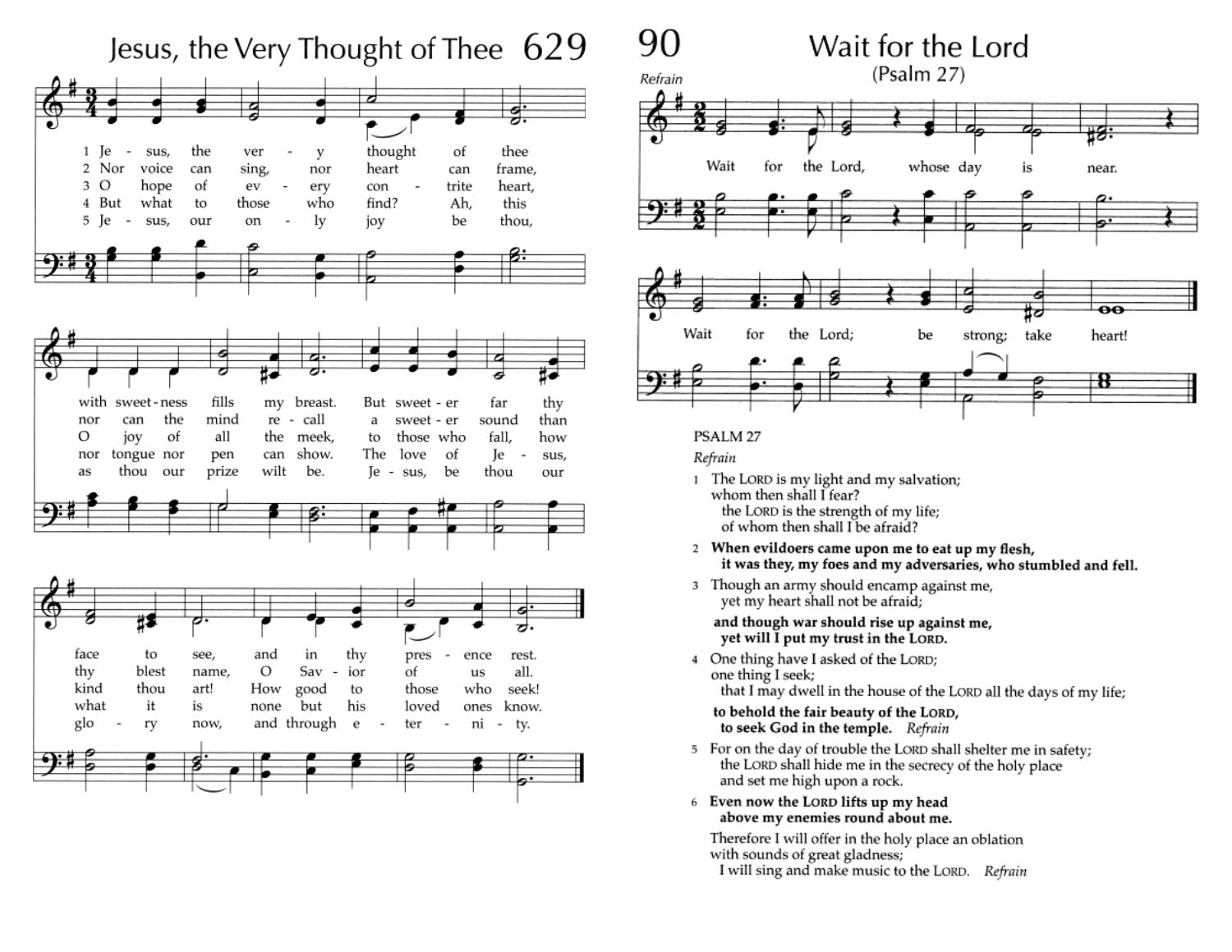# Jesus, the Very Thought of Thee 629

1 Jesus, the very thought of thee with sweetness fills my breast. But sweeter far thy face to see, and in thy presence rest.

2 Nor voice can sing, nor heart can frame, nor can the mind recall a sweeter sound than thy blest name, O Savior of us all.

3 O hope of every contrite heart, O joy of all the meek, to those who fall, how kind thou art! How good to those who seek!

4 But what to those who find? Ah, this nor tongue nor pen can show. The love of Jesus, what it is none but his loved ones know.

5 Jesus, our only joy be thou, as thou our prize wilt be. Jesus, be thou our glory now, and through eternity.

# 90 Wait for the Lord

(Psalm 27)

*Refrain*

Wait for the Lord, whose day is near. Wait for the Lord; be strong; take heart!

PSALM 27

*Refrain*

1 The LORD is my light and my salvation;
whom then shall I fear?
the LORD is the strength of my life;
of whom then shall I be afraid?

**2 When evildoers came upon me to eat up my flesh,**
**it was they, my foes and my adversaries, who stumbled and fell.**

3 Though an army should encamp against me,
yet my heart shall not be afraid;

**and though war should rise up against me,**
**yet will I put my trust in the LORD.**

4 One thing have I asked of the LORD;
one thing I seek;
that I may dwell in the house of the LORD all the days of my life;

**to behold the fair beauty of the LORD,**
**to seek God in the temple.** *Refrain*

5 For on the day of trouble the LORD shall shelter me in safety;
the LORD shall hide me in the secrecy of the holy place
and set me high upon a rock.

**6 Even now the LORD lifts up my head**
**above my enemies round about me.**

Therefore I will offer in the holy place an oblation
with sounds of great gladness;
I will sing and make music to the LORD. *Refrain*